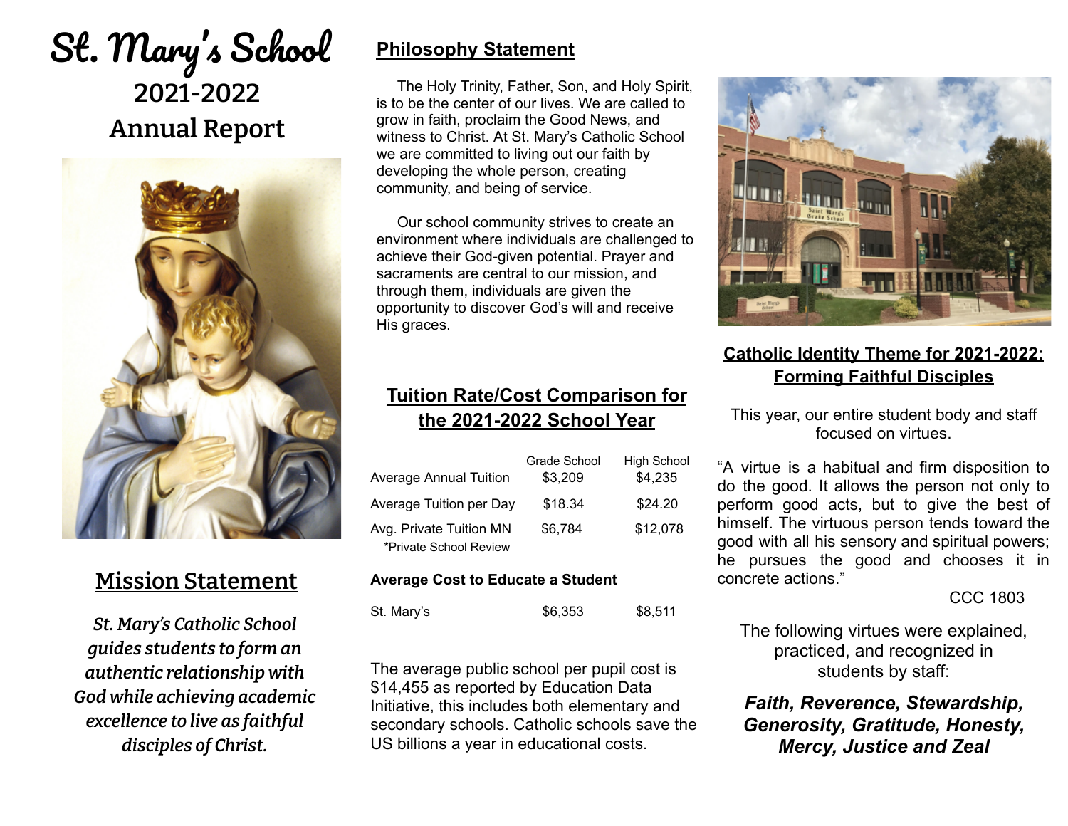# St. Mary's School

## 2021-2022 Annual Report

## Mission Statement

*St. Mary's Catholic School guides students to form an authentic relationship with God while achieving academic excellence to live as faithful disciples of Christ.*

## Philosophy Statement

The Holy Trinity, Father, Son, and Holy Spirit, is to be the center of our lives. We are called to grow in faith, proclaim the Good News, and witness to Christ. At St. Mary's Catholic School we are committed to living out our faith by developing the whole person, creating community, and being of service.

Our school community strives to create an environment where individuals are challenged to achieve their God-given potential. Prayer and sacraments are central to our mission, and through them, individuals are given the opportunity to discover God's will and receive His graces.

## Tuition Rate/Cost Comparison for the 2021-2022 School Year

| | Grade School | High School |
|---|---|---|
| Average Annual Tuition | $3,209 | $4,235 |
| Average Tuition per Day | $18.34 | $24.20 |
| Avg. Private Tuition MN *Private School Review | $6,784 | $12,078 |

**Average Cost to Educate a Student**

| | | |
|---|---|---|
| St. Mary's | $6,353 | $8,511 |

The average public school per pupil cost is $14,455 as reported by Education Data Initiative, this includes both elementary and secondary schools. Catholic schools save the US billions a year in educational costs.

## Catholic Identity Theme for 2021-2022: Forming Faithful Disciples

This year, our entire student body and staff focused on virtues.

"A virtue is a habitual and firm disposition to do the good. It allows the person not only to perform good acts, but to give the best of himself. The virtuous person tends toward the good with all his sensory and spiritual powers; he pursues the good and chooses it in concrete actions."

CCC 1803

The following virtues were explained, practiced, and recognized in students by staff:

***Faith, Reverence, Stewardship, Generosity, Gratitude, Honesty, Mercy, Justice and Zeal***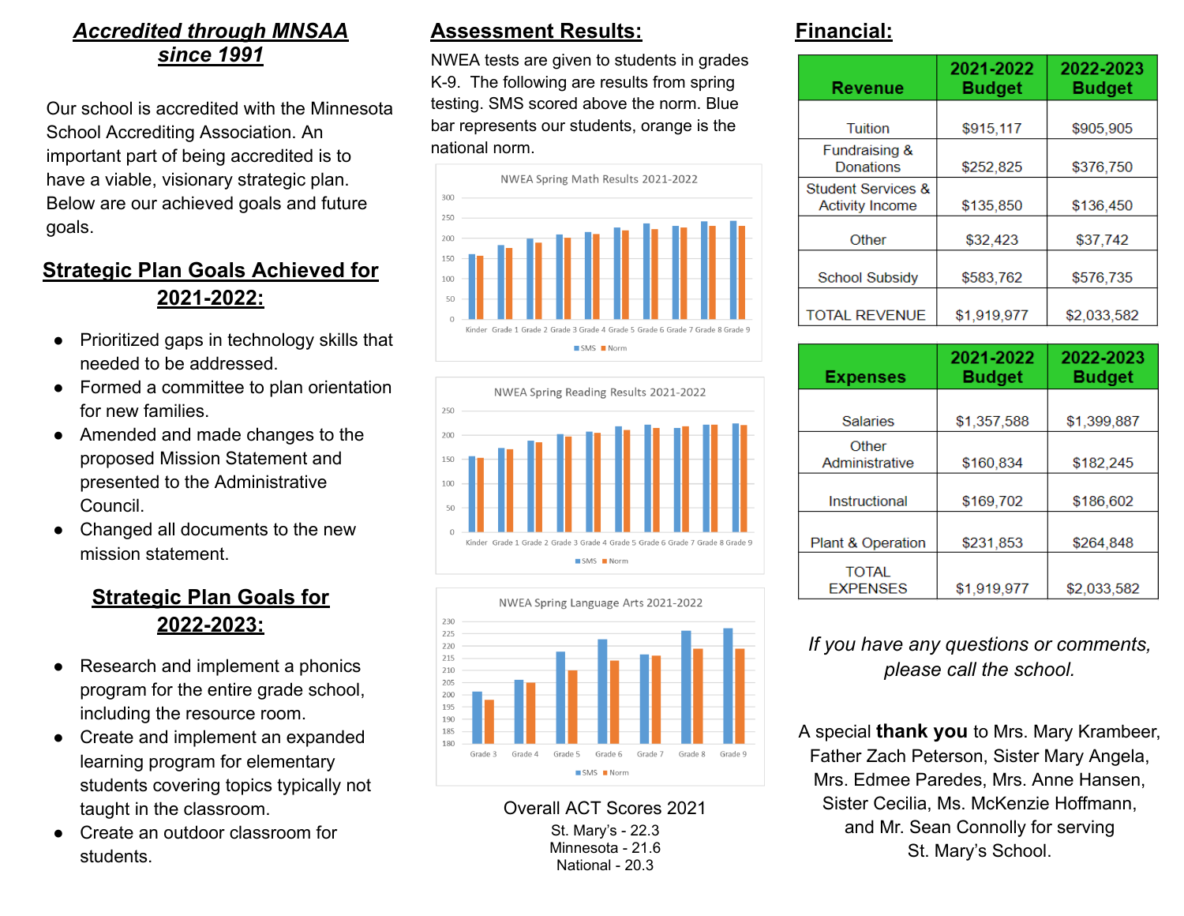## *Accredited through MNSAA since 1991*

Our school is accredited with the Minnesota School Accrediting Association. An important part of being accredited is to have a viable, visionary strategic plan. Below are our achieved goals and future goals.

## Strategic Plan Goals Achieved for 2021-2022:

- Prioritized gaps in technology skills that needed to be addressed.
- Formed a committee to plan orientation for new families.
- Amended and made changes to the proposed Mission Statement and presented to the Administrative Council.
- Changed all documents to the new mission statement.

## Strategic Plan Goals for 2022-2023:

- Research and implement a phonics program for the entire grade school, including the resource room.
- Create and implement an expanded learning program for elementary students covering topics typically not taught in the classroom.
- Create an outdoor classroom for students.

## Assessment Results:

NWEA tests are given to students in grades K-9. The following are results from spring testing. SMS scored above the norm. Blue bar represents our students, orange is the national norm.

NWEA Spring Math Results 2021-2022

300
250
200
150
100
50
0

Kinder Grade 1 Grade 2 Grade 3 Grade 4 Grade 5 Grade 6 Grade 7 Grade 8 Grade 9

SMS Norm

NWEA Spring Reading Results 2021-2022

250
200
150
100
50
0

Kinder Grade 1 Grade 2 Grade 3 Grade 4 Grade 5 Grade 6 Grade 7 Grade 8 Grade 9

SMS Norm

NWEA Spring Language Arts 2021-2022

230
225
220
215
210
205
200
195
190
185
180

Grade 3 Grade 4 Grade 5 Grade 6 Grade 7 Grade 8 Grade 9

SMS Norm

Overall ACT Scores 2021

St. Mary's - 22.3
Minnesota - 21.6
National - 20.3

## Financial:

| Revenue | 2021-2022 Budget | 2022-2023 Budget |
|---|---|---|
| Tuition | $915,117 | $905,905 |
| Fundraising & Donations | $252,825 | $376,750 |
| Student Services & Activity Income | $135,850 | $136,450 |
| Other | $32,423 | $37,742 |
| School Subsidy | $583,762 | $576,735 |
| TOTAL REVENUE | $1,919,977 | $2,033,582 |

| Expenses | 2021-2022 Budget | 2022-2023 Budget |
|---|---|---|
| Salaries | $1,357,588 | $1,399,887 |
| Other Administrative | $160,834 | $182,245 |
| Instructional | $169,702 | $186,602 |
| Plant & Operation | $231,853 | $264,848 |
| TOTAL EXPENSES | $1,919,977 | $2,033,582 |

*If you have any questions or comments, please call the school.*

A special **thank you** to Mrs. Mary Krambeer, Father Zach Peterson, Sister Mary Angela, Mrs. Edmee Paredes, Mrs. Anne Hansen, Sister Cecilia, Ms. McKenzie Hoffmann, and Mr. Sean Connolly for serving St. Mary's School.